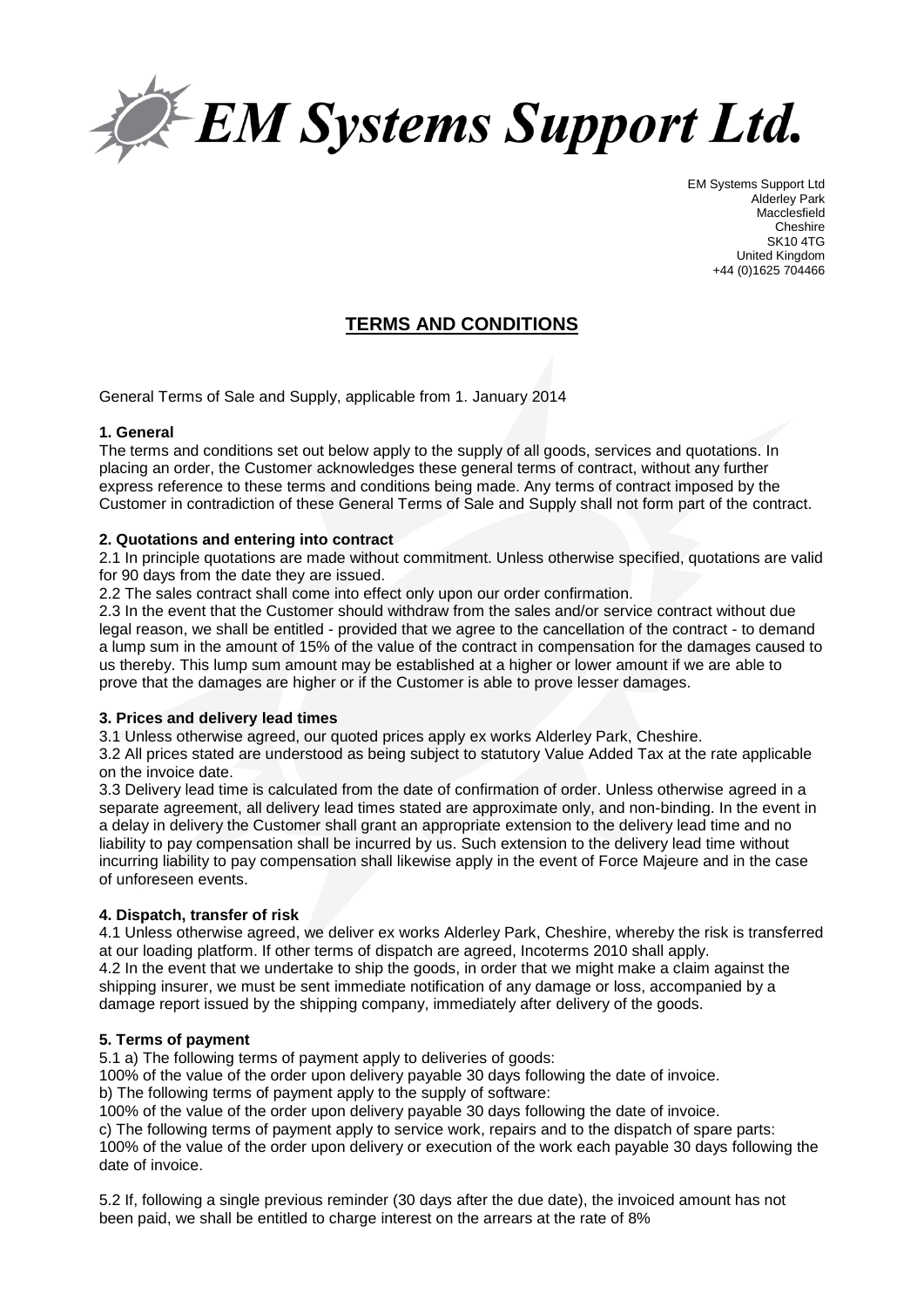# EM Systems Support Ltd.

EM Systems Support Ltd
Alderley Park
Macclesfield
Cheshire
SK10 4TG
United Kingdom
+44 (0)1625 704466

## TERMS AND CONDITIONS

General Terms of Sale and Supply, applicable from 1. January 2014

**1. General**

The terms and conditions set out below apply to the supply of all goods, services and quotations. In placing an order, the Customer acknowledges these general terms of contract, without any further express reference to these terms and conditions being made. Any terms of contract imposed by the Customer in contradiction of these General Terms of Sale and Supply shall not form part of the contract.

**2. Quotations and entering into contract**

2.1 In principle quotations are made without commitment. Unless otherwise specified, quotations are valid for 90 days from the date they are issued.

2.2 The sales contract shall come into effect only upon our order confirmation.

2.3 In the event that the Customer should withdraw from the sales and/or service contract without due legal reason, we shall be entitled - provided that we agree to the cancellation of the contract - to demand a lump sum in the amount of 15% of the value of the contract in compensation for the damages caused to us thereby. This lump sum amount may be established at a higher or lower amount if we are able to prove that the damages are higher or if the Customer is able to prove lesser damages.

**3. Prices and delivery lead times**

3.1 Unless otherwise agreed, our quoted prices apply ex works Alderley Park, Cheshire.

3.2 All prices stated are understood as being subject to statutory Value Added Tax at the rate applicable on the invoice date.

3.3 Delivery lead time is calculated from the date of confirmation of order. Unless otherwise agreed in a separate agreement, all delivery lead times stated are approximate only, and non-binding. In the event in a delay in delivery the Customer shall grant an appropriate extension to the delivery lead time and no liability to pay compensation shall be incurred by us. Such extension to the delivery lead time without incurring liability to pay compensation shall likewise apply in the event of Force Majeure and in the case of unforeseen events.

**4. Dispatch, transfer of risk**

4.1 Unless otherwise agreed, we deliver ex works Alderley Park, Cheshire, whereby the risk is transferred at our loading platform. If other terms of dispatch are agreed, Incoterms 2010 shall apply.

4.2 In the event that we undertake to ship the goods, in order that we might make a claim against the shipping insurer, we must be sent immediate notification of any damage or loss, accompanied by a damage report issued by the shipping company, immediately after delivery of the goods.

**5. Terms of payment**

5.1 a) The following terms of payment apply to deliveries of goods:
100% of the value of the order upon delivery payable 30 days following the date of invoice.
b) The following terms of payment apply to the supply of software:
100% of the value of the order upon delivery payable 30 days following the date of invoice.
c) The following terms of payment apply to service work, repairs and to the dispatch of spare parts:
100% of the value of the order upon delivery or execution of the work each payable 30 days following the date of invoice.

5.2 If, following a single previous reminder (30 days after the due date), the invoiced amount has not been paid, we shall be entitled to charge interest on the arrears at the rate of 8%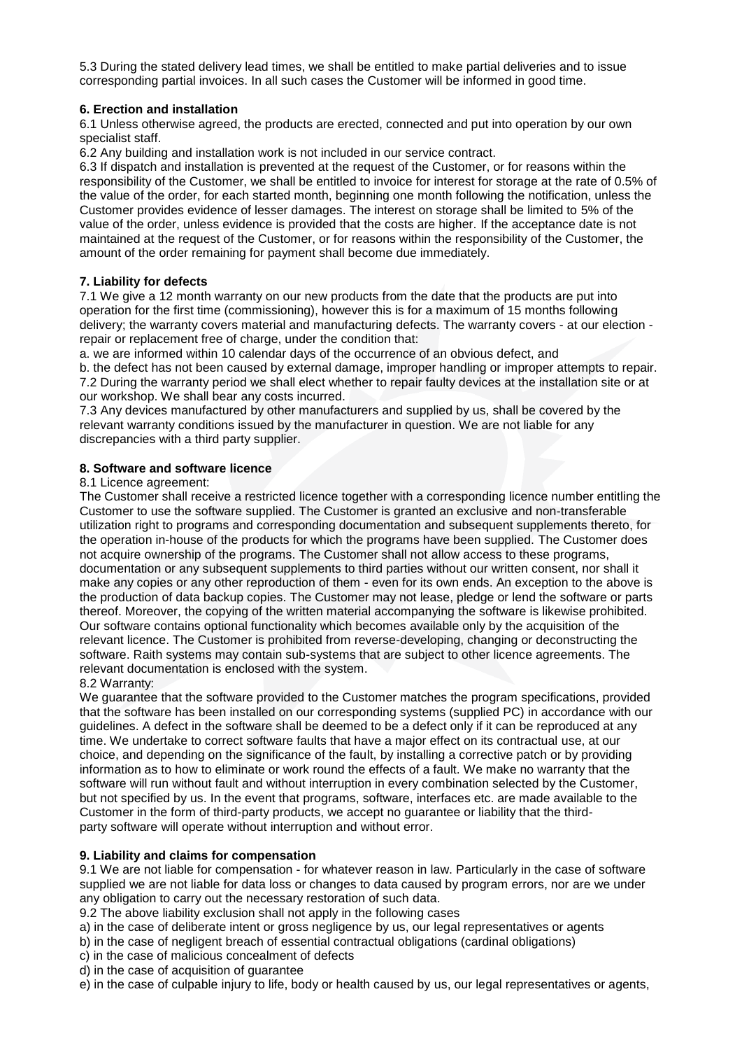5.3 During the stated delivery lead times, we shall be entitled to make partial deliveries and to issue corresponding partial invoices. In all such cases the Customer will be informed in good time.

### 6. Erection and installation

6.1 Unless otherwise agreed, the products are erected, connected and put into operation by our own specialist staff.

6.2 Any building and installation work is not included in our service contract.

6.3 If dispatch and installation is prevented at the request of the Customer, or for reasons within the responsibility of the Customer, we shall be entitled to invoice for interest for storage at the rate of 0.5% of the value of the order, for each started month, beginning one month following the notification, unless the Customer provides evidence of lesser damages. The interest on storage shall be limited to 5% of the value of the order, unless evidence is provided that the costs are higher. If the acceptance date is not maintained at the request of the Customer, or for reasons within the responsibility of the Customer, the amount of the order remaining for payment shall become due immediately.

### 7. Liability for defects

7.1 We give a 12 month warranty on our new products from the date that the products are put into operation for the first time (commissioning), however this is for a maximum of 15 months following delivery; the warranty covers material and manufacturing defects. The warranty covers - at our election - repair or replacement free of charge, under the condition that:

a. we are informed within 10 calendar days of the occurrence of an obvious defect, and

b. the defect has not been caused by external damage, improper handling or improper attempts to repair.

7.2 During the warranty period we shall elect whether to repair faulty devices at the installation site or at our workshop. We shall bear any costs incurred.

7.3 Any devices manufactured by other manufacturers and supplied by us, shall be covered by the relevant warranty conditions issued by the manufacturer in question. We are not liable for any discrepancies with a third party supplier.

### 8. Software and software licence

8.1 Licence agreement:

The Customer shall receive a restricted licence together with a corresponding licence number entitling the Customer to use the software supplied. The Customer is granted an exclusive and non-transferable utilization right to programs and corresponding documentation and subsequent supplements thereto, for the operation in-house of the products for which the programs have been supplied. The Customer does not acquire ownership of the programs. The Customer shall not allow access to these programs, documentation or any subsequent supplements to third parties without our written consent, nor shall it make any copies or any other reproduction of them - even for its own ends. An exception to the above is the production of data backup copies. The Customer may not lease, pledge or lend the software or parts thereof. Moreover, the copying of the written material accompanying the software is likewise prohibited. Our software contains optional functionality which becomes available only by the acquisition of the relevant licence. The Customer is prohibited from reverse-developing, changing or deconstructing the software. Raith systems may contain sub-systems that are subject to other licence agreements. The relevant documentation is enclosed with the system.

8.2 Warranty:

We guarantee that the software provided to the Customer matches the program specifications, provided that the software has been installed on our corresponding systems (supplied PC) in accordance with our guidelines. A defect in the software shall be deemed to be a defect only if it can be reproduced at any time. We undertake to correct software faults that have a major effect on its contractual use, at our choice, and depending on the significance of the fault, by installing a corrective patch or by providing information as to how to eliminate or work round the effects of a fault. We make no warranty that the software will run without fault and without interruption in every combination selected by the Customer, but not specified by us. In the event that programs, software, interfaces etc. are made available to the Customer in the form of third-party products, we accept no guarantee or liability that the third-party software will operate without interruption and without error.

### 9. Liability and claims for compensation

9.1 We are not liable for compensation - for whatever reason in law. Particularly in the case of software supplied we are not liable for data loss or changes to data caused by program errors, nor are we under any obligation to carry out the necessary restoration of such data.

9.2 The above liability exclusion shall not apply in the following cases

a) in the case of deliberate intent or gross negligence by us, our legal representatives or agents

b) in the case of negligent breach of essential contractual obligations (cardinal obligations)

c) in the case of malicious concealment of defects

d) in the case of acquisition of guarantee

e) in the case of culpable injury to life, body or health caused by us, our legal representatives or agents,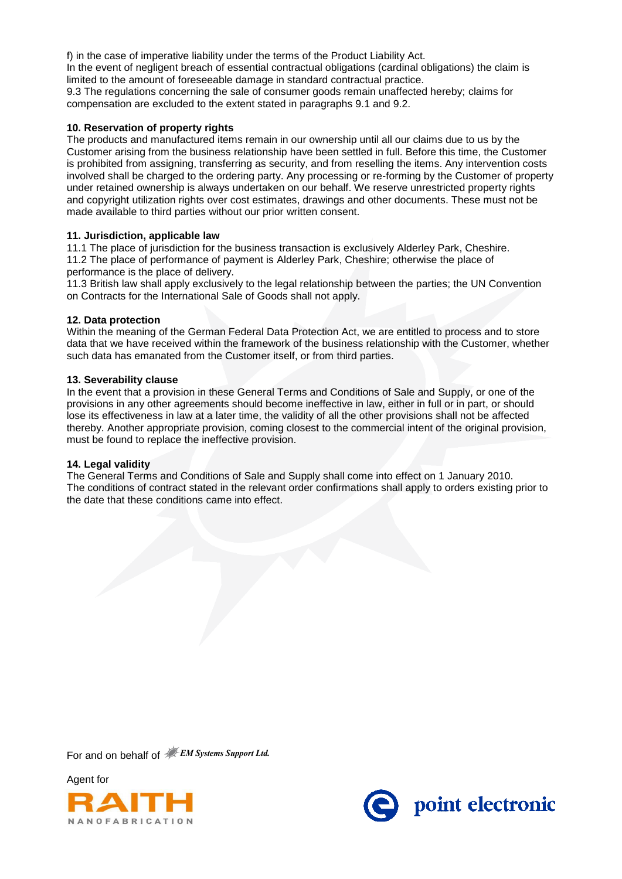f) in the case of imperative liability under the terms of the Product Liability Act.
In the event of negligent breach of essential contractual obligations (cardinal obligations) the claim is limited to the amount of foreseeable damage in standard contractual practice.
9.3 The regulations concerning the sale of consumer goods remain unaffected hereby; claims for compensation are excluded to the extent stated in paragraphs 9.1 and 9.2.

**10. Reservation of property rights**

The products and manufactured items remain in our ownership until all our claims due to us by the Customer arising from the business relationship have been settled in full. Before this time, the Customer is prohibited from assigning, transferring as security, and from reselling the items. Any intervention costs involved shall be charged to the ordering party. Any processing or re-forming by the Customer of property under retained ownership is always undertaken on our behalf. We reserve unrestricted property rights and copyright utilization rights over cost estimates, drawings and other documents. These must not be made available to third parties without our prior written consent.

**11. Jurisdiction, applicable law**

11.1 The place of jurisdiction for the business transaction is exclusively Alderley Park, Cheshire.
11.2 The place of performance of payment is Alderley Park, Cheshire; otherwise the place of performance is the place of delivery.
11.3 British law shall apply exclusively to the legal relationship between the parties; the UN Convention on Contracts for the International Sale of Goods shall not apply.

**12. Data protection**

Within the meaning of the German Federal Data Protection Act, we are entitled to process and to store data that we have received within the framework of the business relationship with the Customer, whether such data has emanated from the Customer itself, or from third parties.

**13. Severability clause**

In the event that a provision in these General Terms and Conditions of Sale and Supply, or one of the provisions in any other agreements should become ineffective in law, either in full or in part, or should lose its effectiveness in law at a later time, the validity of all the other provisions shall not be affected thereby. Another appropriate provision, coming closest to the commercial intent of the original provision, must be found to replace the ineffective provision.

**14. Legal validity**

The General Terms and Conditions of Sale and Supply shall come into effect on 1 January 2010.
The conditions of contract stated in the relevant order confirmations shall apply to orders existing prior to the date that these conditions came into effect.

For and on behalf of *EM Systems Support Ltd.*

Agent for

RAITH NANOFABRICATION

point electronic